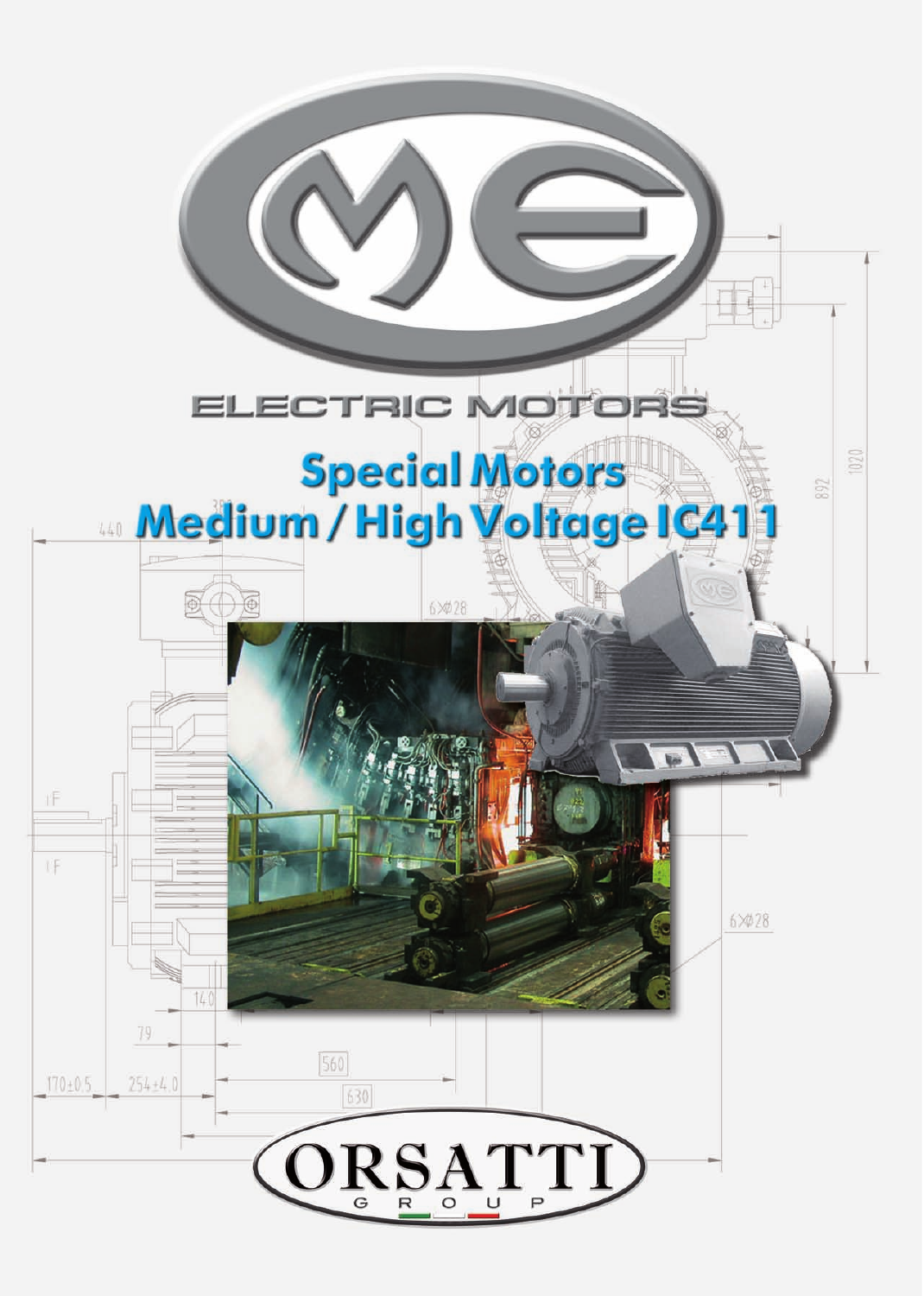ELECTRIC MOTORS

# Special Motors
# Medium / High Voltage IC411

ORSATTI
GROUP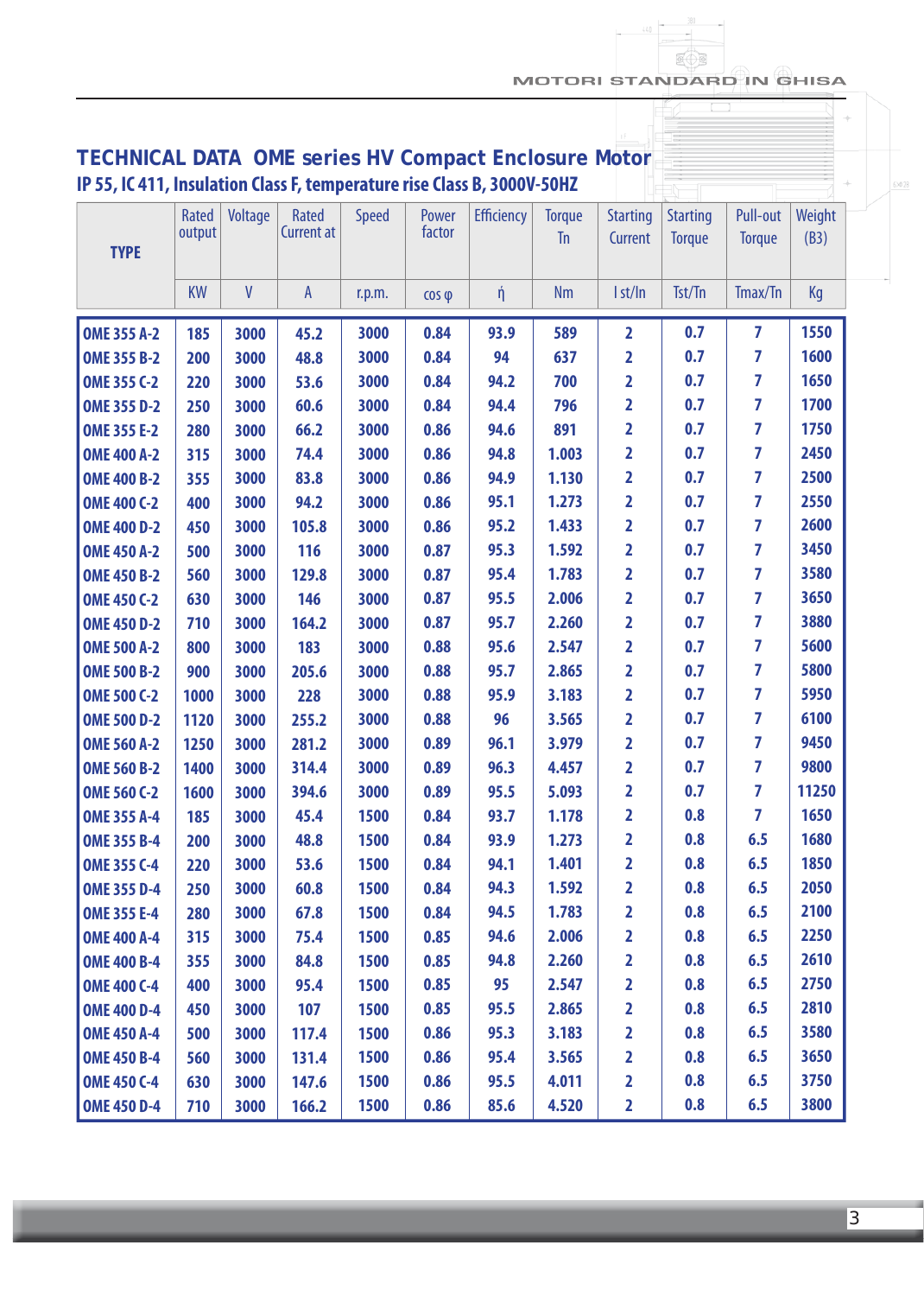## TECHNICAL DATA OME series HV Compact Enclosure Motor

### IP 55, IC 411, Insulation Class F, temperature rise Class B, 3000V-50HZ

| TYPE | Rated output | Voltage | Rated Current at | Speed | Power factor | Efficiency | Torque Tn | Starting Current | Starting Torque | Pull-out Torque | Weight (B3) |
|---|---|---|---|---|---|---|---|---|---|---|---|
| | KW | V | A | r.p.m. | cos φ | ή | Nm | I st/In | Tst/Tn | Tmax/Tn | Kg |
| OME 355 A-2 | 185 | 3000 | 45.2 | 3000 | 0.84 | 93.9 | 589 | 2 | 0.7 | 7 | 1550 |
| OME 355 B-2 | 200 | 3000 | 48.8 | 3000 | 0.84 | 94 | 637 | 2 | 0.7 | 7 | 1600 |
| OME 355 C-2 | 220 | 3000 | 53.6 | 3000 | 0.84 | 94.2 | 700 | 2 | 0.7 | 7 | 1650 |
| OME 355 D-2 | 250 | 3000 | 60.6 | 3000 | 0.84 | 94.4 | 796 | 2 | 0.7 | 7 | 1700 |
| OME 355 E-2 | 280 | 3000 | 66.2 | 3000 | 0.86 | 94.6 | 891 | 2 | 0.7 | 7 | 1750 |
| OME 400 A-2 | 315 | 3000 | 74.4 | 3000 | 0.86 | 94.8 | 1.003 | 2 | 0.7 | 7 | 2450 |
| OME 400 B-2 | 355 | 3000 | 83.8 | 3000 | 0.86 | 94.9 | 1.130 | 2 | 0.7 | 7 | 2500 |
| OME 400 C-2 | 400 | 3000 | 94.2 | 3000 | 0.86 | 95.1 | 1.273 | 2 | 0.7 | 7 | 2550 |
| OME 400 D-2 | 450 | 3000 | 105.8 | 3000 | 0.86 | 95.2 | 1.433 | 2 | 0.7 | 7 | 2600 |
| OME 450 A-2 | 500 | 3000 | 116 | 3000 | 0.87 | 95.3 | 1.592 | 2 | 0.7 | 7 | 3450 |
| OME 450 B-2 | 560 | 3000 | 129.8 | 3000 | 0.87 | 95.4 | 1.783 | 2 | 0.7 | 7 | 3580 |
| OME 450 C-2 | 630 | 3000 | 146 | 3000 | 0.87 | 95.5 | 2.006 | 2 | 0.7 | 7 | 3650 |
| OME 450 D-2 | 710 | 3000 | 164.2 | 3000 | 0.87 | 95.7 | 2.260 | 2 | 0.7 | 7 | 3880 |
| OME 500 A-2 | 800 | 3000 | 183 | 3000 | 0.88 | 95.6 | 2.547 | 2 | 0.7 | 7 | 5600 |
| OME 500 B-2 | 900 | 3000 | 205.6 | 3000 | 0.88 | 95.7 | 2.865 | 2 | 0.7 | 7 | 5800 |
| OME 500 C-2 | 1000 | 3000 | 228 | 3000 | 0.88 | 95.9 | 3.183 | 2 | 0.7 | 7 | 5950 |
| OME 500 D-2 | 1120 | 3000 | 255.2 | 3000 | 0.88 | 96 | 3.565 | 2 | 0.7 | 7 | 6100 |
| OME 560 A-2 | 1250 | 3000 | 281.2 | 3000 | 0.89 | 96.1 | 3.979 | 2 | 0.7 | 7 | 9450 |
| OME 560 B-2 | 1400 | 3000 | 314.4 | 3000 | 0.89 | 96.3 | 4.457 | 2 | 0.7 | 7 | 9800 |
| OME 560 C-2 | 1600 | 3000 | 394.6 | 3000 | 0.89 | 95.5 | 5.093 | 2 | 0.7 | 7 | 11250 |
| OME 355 A-4 | 185 | 3000 | 45.4 | 1500 | 0.84 | 93.7 | 1.178 | 2 | 0.8 | 7 | 1650 |
| OME 355 B-4 | 200 | 3000 | 48.8 | 1500 | 0.84 | 93.9 | 1.273 | 2 | 0.8 | 6.5 | 1680 |
| OME 355 C-4 | 220 | 3000 | 53.6 | 1500 | 0.84 | 94.1 | 1.401 | 2 | 0.8 | 6.5 | 1850 |
| OME 355 D-4 | 250 | 3000 | 60.8 | 1500 | 0.84 | 94.3 | 1.592 | 2 | 0.8 | 6.5 | 2050 |
| OME 355 E-4 | 280 | 3000 | 67.8 | 1500 | 0.84 | 94.5 | 1.783 | 2 | 0.8 | 6.5 | 2100 |
| OME 400 A-4 | 315 | 3000 | 75.4 | 1500 | 0.85 | 94.6 | 2.006 | 2 | 0.8 | 6.5 | 2250 |
| OME 400 B-4 | 355 | 3000 | 84.8 | 1500 | 0.85 | 94.8 | 2.260 | 2 | 0.8 | 6.5 | 2610 |
| OME 400 C-4 | 400 | 3000 | 95.4 | 1500 | 0.85 | 95 | 2.547 | 2 | 0.8 | 6.5 | 2750 |
| OME 400 D-4 | 450 | 3000 | 107 | 1500 | 0.85 | 95.5 | 2.865 | 2 | 0.8 | 6.5 | 2810 |
| OME 450 A-4 | 500 | 3000 | 117.4 | 1500 | 0.86 | 95.3 | 3.183 | 2 | 0.8 | 6.5 | 3580 |
| OME 450 B-4 | 560 | 3000 | 131.4 | 1500 | 0.86 | 95.4 | 3.565 | 2 | 0.8 | 6.5 | 3650 |
| OME 450 C-4 | 630 | 3000 | 147.6 | 1500 | 0.86 | 95.5 | 4.011 | 2 | 0.8 | 6.5 | 3750 |
| OME 450 D-4 | 710 | 3000 | 166.2 | 1500 | 0.86 | 85.6 | 4.520 | 2 | 0.8 | 6.5 | 3800 |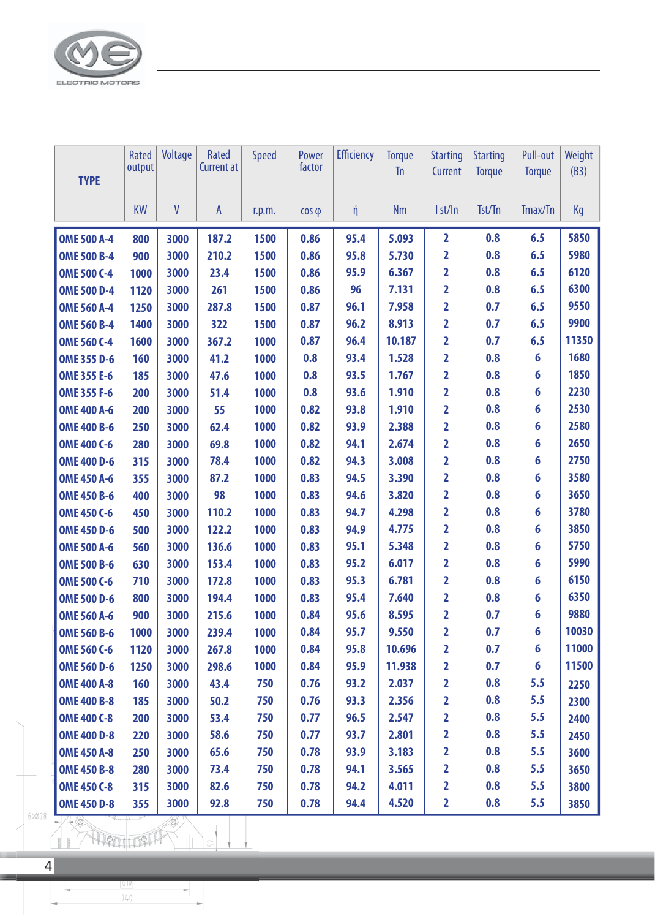| TYPE | Rated output | Voltage | Rated Current at | Speed | Power factor | Efficiency | Torque Tn | Starting Current | Starting Torque | Pull-out Torque | Weight (B3) |
|---|---|---|---|---|---|---|---|---|---|---|---|
| | KW | V | A | r.p.m. | cos φ | ή | Nm | I st/In | Tst/Tn | Tmax/Tn | Kg |
| OME 500 A-4 | 800 | 3000 | 187.2 | 1500 | 0.86 | 95.4 | 5.093 | 2 | 0.8 | 6.5 | 5850 |
| OME 500 B-4 | 900 | 3000 | 210.2 | 1500 | 0.86 | 95.8 | 5.730 | 2 | 0.8 | 6.5 | 5980 |
| OME 500 C-4 | 1000 | 3000 | 23.4 | 1500 | 0.86 | 95.9 | 6.367 | 2 | 0.8 | 6.5 | 6120 |
| OME 500 D-4 | 1120 | 3000 | 261 | 1500 | 0.86 | 96 | 7.131 | 2 | 0.8 | 6.5 | 6300 |
| OME 560 A-4 | 1250 | 3000 | 287.8 | 1500 | 0.87 | 96.1 | 7.958 | 2 | 0.7 | 6.5 | 9550 |
| OME 560 B-4 | 1400 | 3000 | 322 | 1500 | 0.87 | 96.2 | 8.913 | 2 | 0.7 | 6.5 | 9900 |
| OME 560 C-4 | 1600 | 3000 | 367.2 | 1000 | 0.87 | 96.4 | 10.187 | 2 | 0.7 | 6.5 | 11350 |
| OME 355 D-6 | 160 | 3000 | 41.2 | 1000 | 0.8 | 93.4 | 1.528 | 2 | 0.8 | 6 | 1680 |
| OME 355 E-6 | 185 | 3000 | 47.6 | 1000 | 0.8 | 93.5 | 1.767 | 2 | 0.8 | 6 | 1850 |
| OME 355 F-6 | 200 | 3000 | 51.4 | 1000 | 0.8 | 93.6 | 1.910 | 2 | 0.8 | 6 | 2230 |
| OME 400 A-6 | 200 | 3000 | 55 | 1000 | 0.82 | 93.8 | 1.910 | 2 | 0.8 | 6 | 2530 |
| OME 400 B-6 | 250 | 3000 | 62.4 | 1000 | 0.82 | 93.9 | 2.388 | 2 | 0.8 | 6 | 2580 |
| OME 400 C-6 | 280 | 3000 | 69.8 | 1000 | 0.82 | 94.1 | 2.674 | 2 | 0.8 | 6 | 2650 |
| OME 400 D-6 | 315 | 3000 | 78.4 | 1000 | 0.82 | 94.3 | 3.008 | 2 | 0.8 | 6 | 2750 |
| OME 450 A-6 | 355 | 3000 | 87.2 | 1000 | 0.83 | 94.5 | 3.390 | 2 | 0.8 | 6 | 3580 |
| OME 450 B-6 | 400 | 3000 | 98 | 1000 | 0.83 | 94.6 | 3.820 | 2 | 0.8 | 6 | 3650 |
| OME 450 C-6 | 450 | 3000 | 110.2 | 1000 | 0.83 | 94.7 | 4.298 | 2 | 0.8 | 6 | 3780 |
| OME 450 D-6 | 500 | 3000 | 122.2 | 1000 | 0.83 | 94.9 | 4.775 | 2 | 0.8 | 6 | 3850 |
| OME 500 A-6 | 560 | 3000 | 136.6 | 1000 | 0.83 | 95.1 | 5.348 | 2 | 0.8 | 6 | 5750 |
| OME 500 B-6 | 630 | 3000 | 153.4 | 1000 | 0.83 | 95.2 | 6.017 | 2 | 0.8 | 6 | 5990 |
| OME 500 C-6 | 710 | 3000 | 172.8 | 1000 | 0.83 | 95.3 | 6.781 | 2 | 0.8 | 6 | 6150 |
| OME 500 D-6 | 800 | 3000 | 194.4 | 1000 | 0.83 | 95.4 | 7.640 | 2 | 0.8 | 6 | 6350 |
| OME 560 A-6 | 900 | 3000 | 215.6 | 1000 | 0.84 | 95.6 | 8.595 | 2 | 0.7 | 6 | 9880 |
| OME 560 B-6 | 1000 | 3000 | 239.4 | 1000 | 0.84 | 95.7 | 9.550 | 2 | 0.7 | 6 | 10030 |
| OME 560 C-6 | 1120 | 3000 | 267.8 | 1000 | 0.84 | 95.8 | 10.696 | 2 | 0.7 | 6 | 11000 |
| OME 560 D-6 | 1250 | 3000 | 298.6 | 1000 | 0.84 | 95.9 | 11.938 | 2 | 0.7 | 6 | 11500 |
| OME 400 A-8 | 160 | 3000 | 43.4 | 750 | 0.76 | 93.2 | 2.037 | 2 | 0.8 | 5.5 | 2250 |
| OME 400 B-8 | 185 | 3000 | 50.2 | 750 | 0.76 | 93.3 | 2.356 | 2 | 0.8 | 5.5 | 2300 |
| OME 400 C-8 | 200 | 3000 | 53.4 | 750 | 0.77 | 96.5 | 2.547 | 2 | 0.8 | 5.5 | 2400 |
| OME 400 D-8 | 220 | 3000 | 58.6 | 750 | 0.77 | 93.7 | 2.801 | 2 | 0.8 | 5.5 | 2450 |
| OME 450 A-8 | 250 | 3000 | 65.6 | 750 | 0.78 | 93.9 | 3.183 | 2 | 0.8 | 5.5 | 3600 |
| OME 450 B-8 | 280 | 3000 | 73.4 | 750 | 0.78 | 94.1 | 3.565 | 2 | 0.8 | 5.5 | 3650 |
| OME 450 C-8 | 315 | 3000 | 82.6 | 750 | 0.78 | 94.2 | 4.011 | 2 | 0.8 | 5.5 | 3800 |
| OME 450 D-8 | 355 | 3000 | 92.8 | 750 | 0.78 | 94.4 | 4.520 | 2 | 0.8 | 5.5 | 3850 |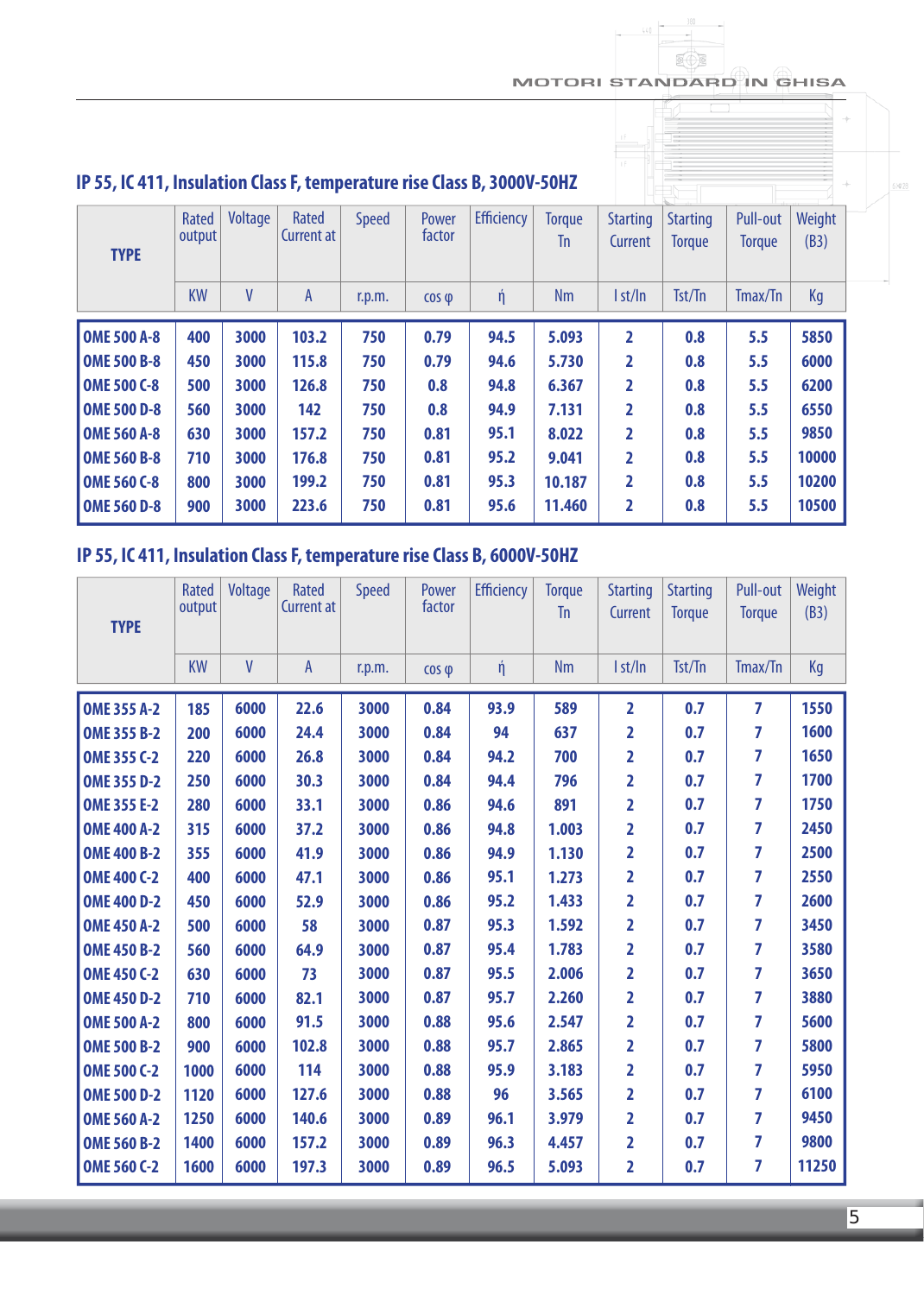## IP 55, IC 411, Insulation Class F, temperature rise Class B, 3000V-50HZ

| TYPE | Rated output | Voltage | Rated Current at | Speed | Power factor | Efficiency | Torque Tn | Starting Current | Starting Torque | Pull-out Torque | Weight (B3) |
|---|---|---|---|---|---|---|---|---|---|---|---|
| | KW | V | A | r.p.m. | cos φ | ή | Nm | I st/In | Tst/Tn | Tmax/Tn | Kg |
| **OME 500 A-8** | **400** | **3000** | **103.2** | **750** | **0.79** | **94.5** | **5.093** | **2** | **0.8** | **5.5** | **5850** |
| **OME 500 B-8** | **450** | **3000** | **115.8** | **750** | **0.79** | **94.6** | **5.730** | **2** | **0.8** | **5.5** | **6000** |
| **OME 500 C-8** | **500** | **3000** | **126.8** | **750** | **0.8** | **94.8** | **6.367** | **2** | **0.8** | **5.5** | **6200** |
| **OME 500 D-8** | **560** | **3000** | **142** | **750** | **0.8** | **94.9** | **7.131** | **2** | **0.8** | **5.5** | **6550** |
| **OME 560 A-8** | **630** | **3000** | **157.2** | **750** | **0.81** | **95.1** | **8.022** | **2** | **0.8** | **5.5** | **9850** |
| **OME 560 B-8** | **710** | **3000** | **176.8** | **750** | **0.81** | **95.2** | **9.041** | **2** | **0.8** | **5.5** | **10000** |
| **OME 560 C-8** | **800** | **3000** | **199.2** | **750** | **0.81** | **95.3** | **10.187** | **2** | **0.8** | **5.5** | **10200** |
| **OME 560 D-8** | **900** | **3000** | **223.6** | **750** | **0.81** | **95.6** | **11.460** | **2** | **0.8** | **5.5** | **10500** |

## IP 55, IC 411, Insulation Class F, temperature rise Class B, 6000V-50HZ

| TYPE | Rated output | Voltage | Rated Current at | Speed | Power factor | Efficiency | Torque Tn | Starting Current | Starting Torque | Pull-out Torque | Weight (B3) |
|---|---|---|---|---|---|---|---|---|---|---|---|
| | KW | V | A | r.p.m. | cos φ | ή | Nm | I st/In | Tst/Tn | Tmax/Tn | Kg |
| **OME 355 A-2** | **185** | **6000** | **22.6** | **3000** | **0.84** | **93.9** | **589** | **2** | **0.7** | **7** | **1550** |
| **OME 355 B-2** | **200** | **6000** | **24.4** | **3000** | **0.84** | **94** | **637** | **2** | **0.7** | **7** | **1600** |
| **OME 355 C-2** | **220** | **6000** | **26.8** | **3000** | **0.84** | **94.2** | **700** | **2** | **0.7** | **7** | **1650** |
| **OME 355 D-2** | **250** | **6000** | **30.3** | **3000** | **0.84** | **94.4** | **796** | **2** | **0.7** | **7** | **1700** |
| **OME 355 E-2** | **280** | **6000** | **33.1** | **3000** | **0.86** | **94.6** | **891** | **2** | **0.7** | **7** | **1750** |
| **OME 400 A-2** | **315** | **6000** | **37.2** | **3000** | **0.86** | **94.8** | **1.003** | **2** | **0.7** | **7** | **2450** |
| **OME 400 B-2** | **355** | **6000** | **41.9** | **3000** | **0.86** | **94.9** | **1.130** | **2** | **0.7** | **7** | **2500** |
| **OME 400 C-2** | **400** | **6000** | **47.1** | **3000** | **0.86** | **95.1** | **1.273** | **2** | **0.7** | **7** | **2550** |
| **OME 400 D-2** | **450** | **6000** | **52.9** | **3000** | **0.86** | **95.2** | **1.433** | **2** | **0.7** | **7** | **2600** |
| **OME 450 A-2** | **500** | **6000** | **58** | **3000** | **0.87** | **95.3** | **1.592** | **2** | **0.7** | **7** | **3450** |
| **OME 450 B-2** | **560** | **6000** | **64.9** | **3000** | **0.87** | **95.4** | **1.783** | **2** | **0.7** | **7** | **3580** |
| **OME 450 C-2** | **630** | **6000** | **73** | **3000** | **0.87** | **95.5** | **2.006** | **2** | **0.7** | **7** | **3650** |
| **OME 450 D-2** | **710** | **6000** | **82.1** | **3000** | **0.87** | **95.7** | **2.260** | **2** | **0.7** | **7** | **3880** |
| **OME 500 A-2** | **800** | **6000** | **91.5** | **3000** | **0.88** | **95.6** | **2.547** | **2** | **0.7** | **7** | **5600** |
| **OME 500 B-2** | **900** | **6000** | **102.8** | **3000** | **0.88** | **95.7** | **2.865** | **2** | **0.7** | **7** | **5800** |
| **OME 500 C-2** | **1000** | **6000** | **114** | **3000** | **0.88** | **95.9** | **3.183** | **2** | **0.7** | **7** | **5950** |
| **OME 500 D-2** | **1120** | **6000** | **127.6** | **3000** | **0.88** | **96** | **3.565** | **2** | **0.7** | **7** | **6100** |
| **OME 560 A-2** | **1250** | **6000** | **140.6** | **3000** | **0.89** | **96.1** | **3.979** | **2** | **0.7** | **7** | **9450** |
| **OME 560 B-2** | **1400** | **6000** | **157.2** | **3000** | **0.89** | **96.3** | **4.457** | **2** | **0.7** | **7** | **9800** |
| **OME 560 C-2** | **1600** | **6000** | **197.3** | **3000** | **0.89** | **96.5** | **5.093** | **2** | **0.7** | **7** | **11250** |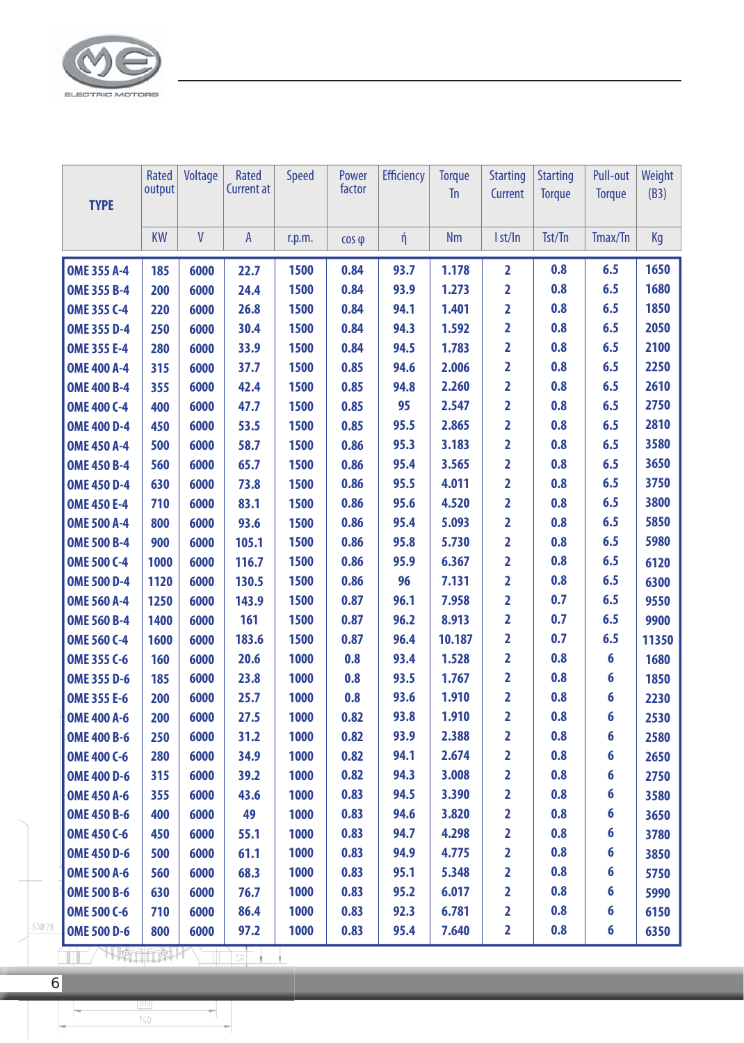| TYPE | Rated output | Voltage | Rated Current at | Speed | Power factor | Efficiency | Torque Tn | Starting Current | Starting Torque | Pull-out Torque | Weight (B3) |
|---|---|---|---|---|---|---|---|---|---|---|---|
| | KW | V | A | r.p.m. | cos φ | ή | Nm | I st/In | Tst/Tn | Tmax/Tn | Kg |
| OME 355 A-4 | 185 | 6000 | 22.7 | 1500 | 0.84 | 93.7 | 1.178 | 2 | 0.8 | 6.5 | 1650 |
| OME 355 B-4 | 200 | 6000 | 24.4 | 1500 | 0.84 | 93.9 | 1.273 | 2 | 0.8 | 6.5 | 1680 |
| OME 355 C-4 | 220 | 6000 | 26.8 | 1500 | 0.84 | 94.1 | 1.401 | 2 | 0.8 | 6.5 | 1850 |
| OME 355 D-4 | 250 | 6000 | 30.4 | 1500 | 0.84 | 94.3 | 1.592 | 2 | 0.8 | 6.5 | 2050 |
| OME 355 E-4 | 280 | 6000 | 33.9 | 1500 | 0.84 | 94.5 | 1.783 | 2 | 0.8 | 6.5 | 2100 |
| OME 400 A-4 | 315 | 6000 | 37.7 | 1500 | 0.85 | 94.6 | 2.006 | 2 | 0.8 | 6.5 | 2250 |
| OME 400 B-4 | 355 | 6000 | 42.4 | 1500 | 0.85 | 94.8 | 2.260 | 2 | 0.8 | 6.5 | 2610 |
| OME 400 C-4 | 400 | 6000 | 47.7 | 1500 | 0.85 | 95 | 2.547 | 2 | 0.8 | 6.5 | 2750 |
| OME 400 D-4 | 450 | 6000 | 53.5 | 1500 | 0.85 | 95.5 | 2.865 | 2 | 0.8 | 6.5 | 2810 |
| OME 450 A-4 | 500 | 6000 | 58.7 | 1500 | 0.86 | 95.3 | 3.183 | 2 | 0.8 | 6.5 | 3580 |
| OME 450 B-4 | 560 | 6000 | 65.7 | 1500 | 0.86 | 95.4 | 3.565 | 2 | 0.8 | 6.5 | 3650 |
| OME 450 D-4 | 630 | 6000 | 73.8 | 1500 | 0.86 | 95.5 | 4.011 | 2 | 0.8 | 6.5 | 3750 |
| OME 450 E-4 | 710 | 6000 | 83.1 | 1500 | 0.86 | 95.6 | 4.520 | 2 | 0.8 | 6.5 | 3800 |
| OME 500 A-4 | 800 | 6000 | 93.6 | 1500 | 0.86 | 95.4 | 5.093 | 2 | 0.8 | 6.5 | 5850 |
| OME 500 B-4 | 900 | 6000 | 105.1 | 1500 | 0.86 | 95.8 | 5.730 | 2 | 0.8 | 6.5 | 5980 |
| OME 500 C-4 | 1000 | 6000 | 116.7 | 1500 | 0.86 | 95.9 | 6.367 | 2 | 0.8 | 6.5 | 6120 |
| OME 500 D-4 | 1120 | 6000 | 130.5 | 1500 | 0.86 | 96 | 7.131 | 2 | 0.8 | 6.5 | 6300 |
| OME 560 A-4 | 1250 | 6000 | 143.9 | 1500 | 0.87 | 96.1 | 7.958 | 2 | 0.7 | 6.5 | 9550 |
| OME 560 B-4 | 1400 | 6000 | 161 | 1500 | 0.87 | 96.2 | 8.913 | 2 | 0.7 | 6.5 | 9900 |
| OME 560 C-4 | 1600 | 6000 | 183.6 | 1500 | 0.87 | 96.4 | 10.187 | 2 | 0.7 | 6.5 | 11350 |
| OME 355 C-6 | 160 | 6000 | 20.6 | 1000 | 0.8 | 93.4 | 1.528 | 2 | 0.8 | 6 | 1680 |
| OME 355 D-6 | 185 | 6000 | 23.8 | 1000 | 0.8 | 93.5 | 1.767 | 2 | 0.8 | 6 | 1850 |
| OME 355 E-6 | 200 | 6000 | 25.7 | 1000 | 0.8 | 93.6 | 1.910 | 2 | 0.8 | 6 | 2230 |
| OME 400 A-6 | 200 | 6000 | 27.5 | 1000 | 0.82 | 93.8 | 1.910 | 2 | 0.8 | 6 | 2530 |
| OME 400 B-6 | 250 | 6000 | 31.2 | 1000 | 0.82 | 93.9 | 2.388 | 2 | 0.8 | 6 | 2580 |
| OME 400 C-6 | 280 | 6000 | 34.9 | 1000 | 0.82 | 94.1 | 2.674 | 2 | 0.8 | 6 | 2650 |
| OME 400 D-6 | 315 | 6000 | 39.2 | 1000 | 0.82 | 94.3 | 3.008 | 2 | 0.8 | 6 | 2750 |
| OME 450 A-6 | 355 | 6000 | 43.6 | 1000 | 0.83 | 94.5 | 3.390 | 2 | 0.8 | 6 | 3580 |
| OME 450 B-6 | 400 | 6000 | 49 | 1000 | 0.83 | 94.6 | 3.820 | 2 | 0.8 | 6 | 3650 |
| OME 450 C-6 | 450 | 6000 | 55.1 | 1000 | 0.83 | 94.7 | 4.298 | 2 | 0.8 | 6 | 3780 |
| OME 450 D-6 | 500 | 6000 | 61.1 | 1000 | 0.83 | 94.9 | 4.775 | 2 | 0.8 | 6 | 3850 |
| OME 500 A-6 | 560 | 6000 | 68.3 | 1000 | 0.83 | 95.1 | 5.348 | 2 | 0.8 | 6 | 5750 |
| OME 500 B-6 | 630 | 6000 | 76.7 | 1000 | 0.83 | 95.2 | 6.017 | 2 | 0.8 | 6 | 5990 |
| OME 500 C-6 | 710 | 6000 | 86.4 | 1000 | 0.83 | 92.3 | 6.781 | 2 | 0.8 | 6 | 6150 |
| OME 500 D-6 | 800 | 6000 | 97.2 | 1000 | 0.83 | 95.4 | 7.640 | 2 | 0.8 | 6 | 6350 |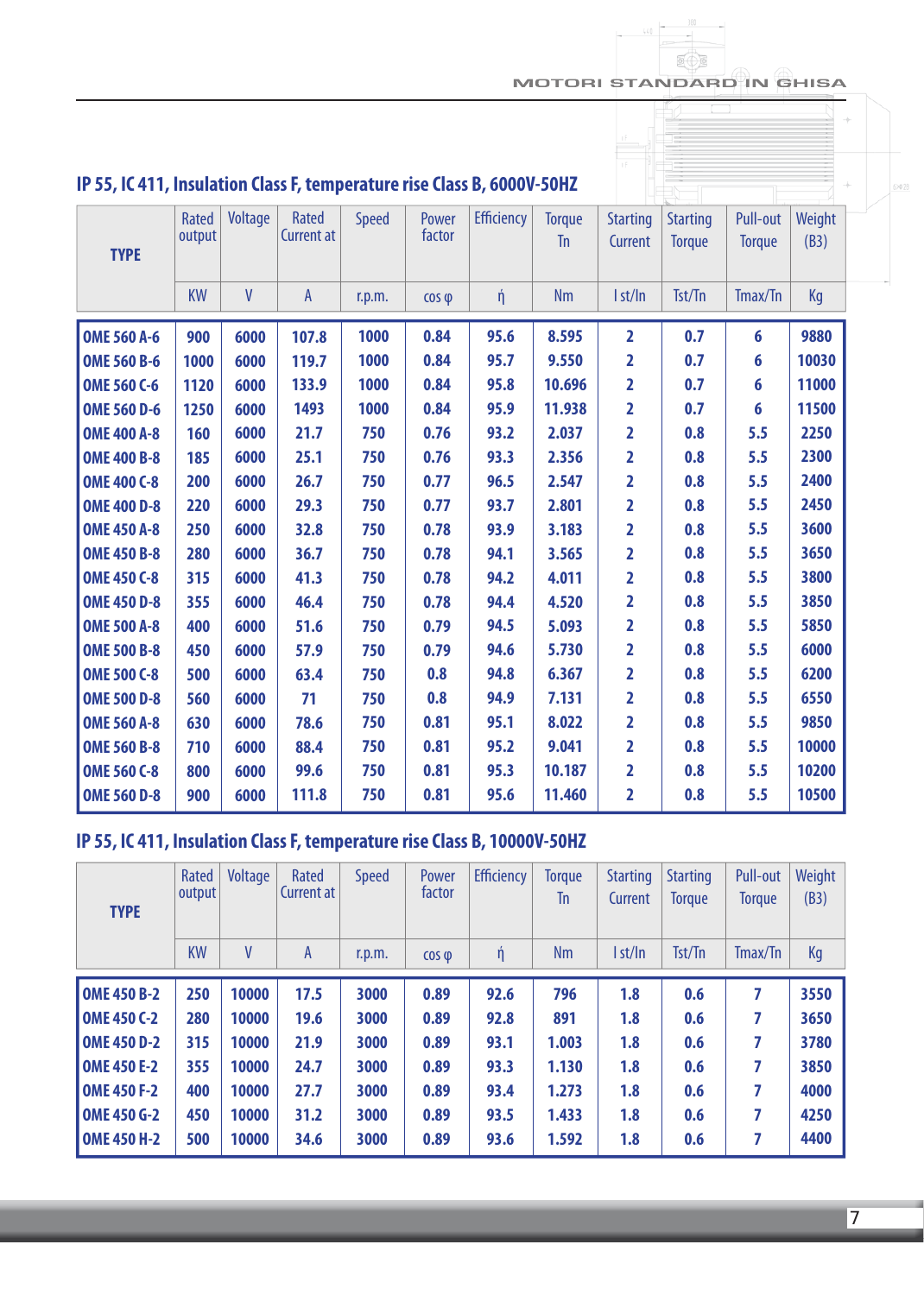## IP 55, IC 411, Insulation Class F, temperature rise Class B, 6000V-50HZ

| TYPE | Rated output | Voltage | Rated Current at | Speed | Power factor | Efficiency | Torque Tn | Starting Current | Starting Torque | Pull-out Torque | Weight (B3) |
|---|---|---|---|---|---|---|---|---|---|---|---|
| | KW | V | A | r.p.m. | cos φ | ή | Nm | I st/In | Tst/Tn | Tmax/Tn | Kg |
| OME 560 A-6 | 900 | 6000 | 107.8 | 1000 | 0.84 | 95.6 | 8.595 | 2 | 0.7 | 6 | 9880 |
| OME 560 B-6 | 1000 | 6000 | 119.7 | 1000 | 0.84 | 95.7 | 9.550 | 2 | 0.7 | 6 | 10030 |
| OME 560 C-6 | 1120 | 6000 | 133.9 | 1000 | 0.84 | 95.8 | 10.696 | 2 | 0.7 | 6 | 11000 |
| OME 560 D-6 | 1250 | 6000 | 1493 | 1000 | 0.84 | 95.9 | 11.938 | 2 | 0.7 | 6 | 11500 |
| OME 400 A-8 | 160 | 6000 | 21.7 | 750 | 0.76 | 93.2 | 2.037 | 2 | 0.8 | 5.5 | 2250 |
| OME 400 B-8 | 185 | 6000 | 25.1 | 750 | 0.76 | 93.3 | 2.356 | 2 | 0.8 | 5.5 | 2300 |
| OME 400 C-8 | 200 | 6000 | 26.7 | 750 | 0.77 | 96.5 | 2.547 | 2 | 0.8 | 5.5 | 2400 |
| OME 400 D-8 | 220 | 6000 | 29.3 | 750 | 0.77 | 93.7 | 2.801 | 2 | 0.8 | 5.5 | 2450 |
| OME 450 A-8 | 250 | 6000 | 32.8 | 750 | 0.78 | 93.9 | 3.183 | 2 | 0.8 | 5.5 | 3600 |
| OME 450 B-8 | 280 | 6000 | 36.7 | 750 | 0.78 | 94.1 | 3.565 | 2 | 0.8 | 5.5 | 3650 |
| OME 450 C-8 | 315 | 6000 | 41.3 | 750 | 0.78 | 94.2 | 4.011 | 2 | 0.8 | 5.5 | 3800 |
| OME 450 D-8 | 355 | 6000 | 46.4 | 750 | 0.78 | 94.4 | 4.520 | 2 | 0.8 | 5.5 | 3850 |
| OME 500 A-8 | 400 | 6000 | 51.6 | 750 | 0.79 | 94.5 | 5.093 | 2 | 0.8 | 5.5 | 5850 |
| OME 500 B-8 | 450 | 6000 | 57.9 | 750 | 0.79 | 94.6 | 5.730 | 2 | 0.8 | 5.5 | 6000 |
| OME 500 C-8 | 500 | 6000 | 63.4 | 750 | 0.8 | 94.8 | 6.367 | 2 | 0.8 | 5.5 | 6200 |
| OME 500 D-8 | 560 | 6000 | 71 | 750 | 0.8 | 94.9 | 7.131 | 2 | 0.8 | 5.5 | 6550 |
| OME 560 A-8 | 630 | 6000 | 78.6 | 750 | 0.81 | 95.1 | 8.022 | 2 | 0.8 | 5.5 | 9850 |
| OME 560 B-8 | 710 | 6000 | 88.4 | 750 | 0.81 | 95.2 | 9.041 | 2 | 0.8 | 5.5 | 10000 |
| OME 560 C-8 | 800 | 6000 | 99.6 | 750 | 0.81 | 95.3 | 10.187 | 2 | 0.8 | 5.5 | 10200 |
| OME 560 D-8 | 900 | 6000 | 111.8 | 750 | 0.81 | 95.6 | 11.460 | 2 | 0.8 | 5.5 | 10500 |

## IP 55, IC 411, Insulation Class F, temperature rise Class B, 10000V-50HZ

| TYPE | Rated output | Voltage | Rated Current at | Speed | Power factor | Efficiency | Torque Tn | Starting Current | Starting Torque | Pull-out Torque | Weight (B3) |
|---|---|---|---|---|---|---|---|---|---|---|---|
| | KW | V | A | r.p.m. | cos φ | ή | Nm | I st/In | Tst/Tn | Tmax/Tn | Kg |
| OME 450 B-2 | 250 | 10000 | 17.5 | 3000 | 0.89 | 92.6 | 796 | 1.8 | 0.6 | 7 | 3550 |
| OME 450 C-2 | 280 | 10000 | 19.6 | 3000 | 0.89 | 92.8 | 891 | 1.8 | 0.6 | 7 | 3650 |
| OME 450 D-2 | 315 | 10000 | 21.9 | 3000 | 0.89 | 93.1 | 1.003 | 1.8 | 0.6 | 7 | 3780 |
| OME 450 E-2 | 355 | 10000 | 24.7 | 3000 | 0.89 | 93.3 | 1.130 | 1.8 | 0.6 | 7 | 3850 |
| OME 450 F-2 | 400 | 10000 | 27.7 | 3000 | 0.89 | 93.4 | 1.273 | 1.8 | 0.6 | 7 | 4000 |
| OME 450 G-2 | 450 | 10000 | 31.2 | 3000 | 0.89 | 93.5 | 1.433 | 1.8 | 0.6 | 7 | 4250 |
| OME 450 H-2 | 500 | 10000 | 34.6 | 3000 | 0.89 | 93.6 | 1.592 | 1.8 | 0.6 | 7 | 4400 |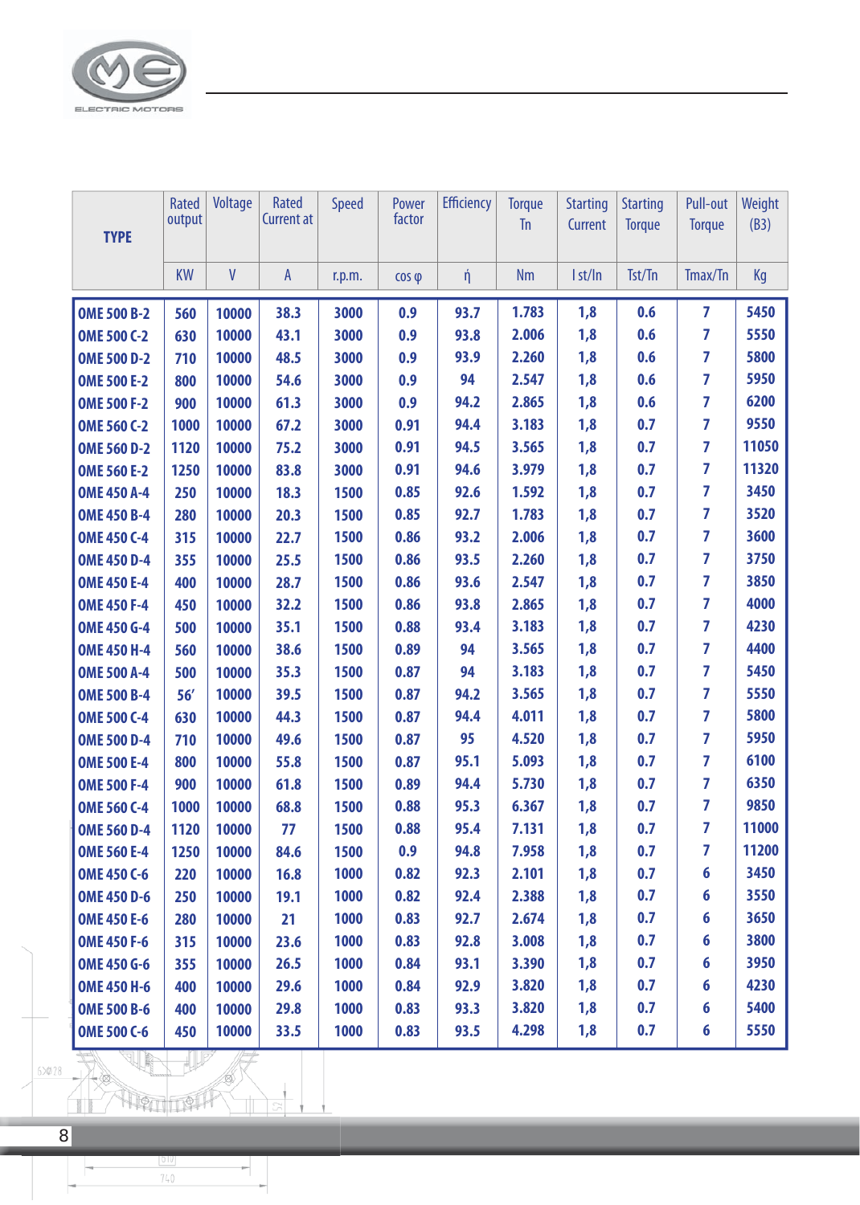| TYPE | Rated output | Voltage | Rated Current at | Speed | Power factor | Efficiency | Torque Tn | Starting Current | Starting Torque | Pull-out Torque | Weight (B3) |
|---|---|---|---|---|---|---|---|---|---|---|---|
| | KW | V | A | r.p.m. | cos φ | ή | Nm | I st/In | Tst/Tn | Tmax/Tn | Kg |
| OME 500 B-2 | 560 | 10000 | 38.3 | 3000 | 0.9 | 93.7 | 1.783 | 1,8 | 0.6 | 7 | 5450 |
| OME 500 C-2 | 630 | 10000 | 43.1 | 3000 | 0.9 | 93.8 | 2.006 | 1,8 | 0.6 | 7 | 5550 |
| OME 500 D-2 | 710 | 10000 | 48.5 | 3000 | 0.9 | 93.9 | 2.260 | 1,8 | 0.6 | 7 | 5800 |
| OME 500 E-2 | 800 | 10000 | 54.6 | 3000 | 0.9 | 94 | 2.547 | 1,8 | 0.6 | 7 | 5950 |
| OME 500 F-2 | 900 | 10000 | 61.3 | 3000 | 0.9 | 94.2 | 2.865 | 1,8 | 0.6 | 7 | 6200 |
| OME 560 C-2 | 1000 | 10000 | 67.2 | 3000 | 0.91 | 94.4 | 3.183 | 1,8 | 0.7 | 7 | 9550 |
| OME 560 D-2 | 1120 | 10000 | 75.2 | 3000 | 0.91 | 94.5 | 3.565 | 1,8 | 0.7 | 7 | 11050 |
| OME 560 E-2 | 1250 | 10000 | 83.8 | 3000 | 0.91 | 94.6 | 3.979 | 1,8 | 0.7 | 7 | 11320 |
| OME 450 A-4 | 250 | 10000 | 18.3 | 1500 | 0.85 | 92.6 | 1.592 | 1,8 | 0.7 | 7 | 3450 |
| OME 450 B-4 | 280 | 10000 | 20.3 | 1500 | 0.85 | 92.7 | 1.783 | 1,8 | 0.7 | 7 | 3520 |
| OME 450 C-4 | 315 | 10000 | 22.7 | 1500 | 0.86 | 93.2 | 2.006 | 1,8 | 0.7 | 7 | 3600 |
| OME 450 D-4 | 355 | 10000 | 25.5 | 1500 | 0.86 | 93.5 | 2.260 | 1,8 | 0.7 | 7 | 3750 |
| OME 450 E-4 | 400 | 10000 | 28.7 | 1500 | 0.86 | 93.6 | 2.547 | 1,8 | 0.7 | 7 | 3850 |
| OME 450 F-4 | 450 | 10000 | 32.2 | 1500 | 0.86 | 93.8 | 2.865 | 1,8 | 0.7 | 7 | 4000 |
| OME 450 G-4 | 500 | 10000 | 35.1 | 1500 | 0.88 | 93.4 | 3.183 | 1,8 | 0.7 | 7 | 4230 |
| OME 450 H-4 | 560 | 10000 | 38.6 | 1500 | 0.89 | 94 | 3.565 | 1,8 | 0.7 | 7 | 4400 |
| OME 500 A-4 | 500 | 10000 | 35.3 | 1500 | 0.87 | 94 | 3.183 | 1,8 | 0.7 | 7 | 5450 |
| OME 500 B-4 | 56′ | 10000 | 39.5 | 1500 | 0.87 | 94.2 | 3.565 | 1,8 | 0.7 | 7 | 5550 |
| OME 500 C-4 | 630 | 10000 | 44.3 | 1500 | 0.87 | 94.4 | 4.011 | 1,8 | 0.7 | 7 | 5800 |
| OME 500 D-4 | 710 | 10000 | 49.6 | 1500 | 0.87 | 95 | 4.520 | 1,8 | 0.7 | 7 | 5950 |
| OME 500 E-4 | 800 | 10000 | 55.8 | 1500 | 0.87 | 95.1 | 5.093 | 1,8 | 0.7 | 7 | 6100 |
| OME 500 F-4 | 900 | 10000 | 61.8 | 1500 | 0.89 | 94.4 | 5.730 | 1,8 | 0.7 | 7 | 6350 |
| OME 560 C-4 | 1000 | 10000 | 68.8 | 1500 | 0.88 | 95.3 | 6.367 | 1,8 | 0.7 | 7 | 9850 |
| OME 560 D-4 | 1120 | 10000 | 77 | 1500 | 0.88 | 95.4 | 7.131 | 1,8 | 0.7 | 7 | 11000 |
| OME 560 E-4 | 1250 | 10000 | 84.6 | 1500 | 0.9 | 94.8 | 7.958 | 1,8 | 0.7 | 7 | 11200 |
| OME 450 C-6 | 220 | 10000 | 16.8 | 1000 | 0.82 | 92.3 | 2.101 | 1,8 | 0.7 | 6 | 3450 |
| OME 450 D-6 | 250 | 10000 | 19.1 | 1000 | 0.82 | 92.4 | 2.388 | 1,8 | 0.7 | 6 | 3550 |
| OME 450 E-6 | 280 | 10000 | 21 | 1000 | 0.83 | 92.7 | 2.674 | 1,8 | 0.7 | 6 | 3650 |
| OME 450 F-6 | 315 | 10000 | 23.6 | 1000 | 0.83 | 92.8 | 3.008 | 1,8 | 0.7 | 6 | 3800 |
| OME 450 G-6 | 355 | 10000 | 26.5 | 1000 | 0.84 | 93.1 | 3.390 | 1,8 | 0.7 | 6 | 3950 |
| OME 450 H-6 | 400 | 10000 | 29.6 | 1000 | 0.84 | 92.9 | 3.820 | 1,8 | 0.7 | 6 | 4230 |
| OME 500 B-6 | 400 | 10000 | 29.8 | 1000 | 0.83 | 93.3 | 3.820 | 1,8 | 0.7 | 6 | 5400 |
| OME 500 C-6 | 450 | 10000 | 33.5 | 1000 | 0.83 | 93.5 | 4.298 | 1,8 | 0.7 | 6 | 5550 |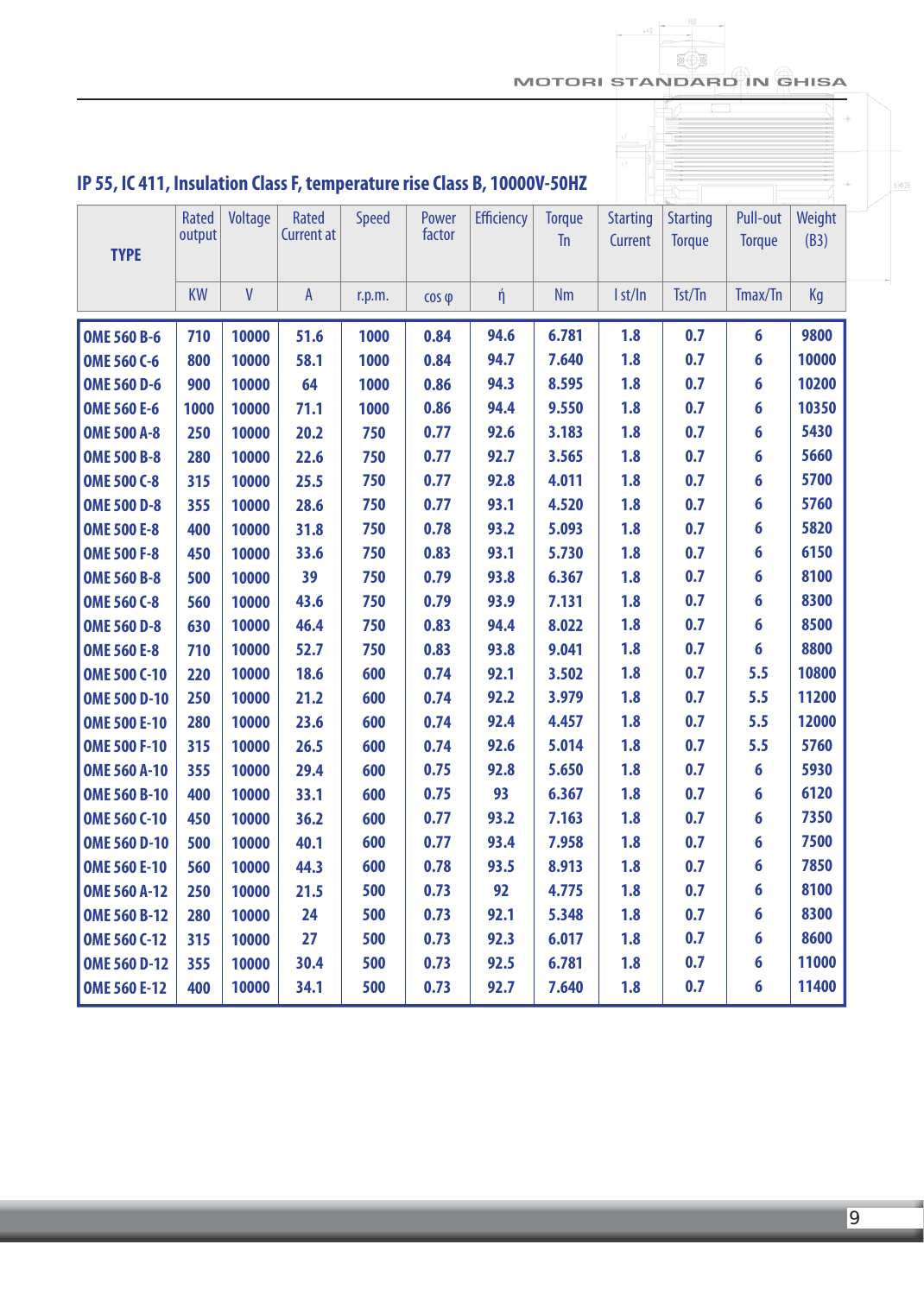## IP 55, IC 411, Insulation Class F, temperature rise Class B, 10000V-50HZ

| TYPE | Rated output | Voltage | Rated Current at | Speed | Power factor | Efficiency | Torque Tn | Starting Current | Starting Torque | Pull-out Torque | Weight (B3) |
|---|---|---|---|---|---|---|---|---|---|---|---|
| | KW | V | A | r.p.m. | cos φ | ή | Nm | I st/In | Tst/Tn | Tmax/Tn | Kg |
| OME 560 B-6 | 710 | 10000 | 51.6 | 1000 | 0.84 | 94.6 | 6.781 | 1.8 | 0.7 | 6 | 9800 |
| OME 560 C-6 | 800 | 10000 | 58.1 | 1000 | 0.84 | 94.7 | 7.640 | 1.8 | 0.7 | 6 | 10000 |
| OME 560 D-6 | 900 | 10000 | 64 | 1000 | 0.86 | 94.3 | 8.595 | 1.8 | 0.7 | 6 | 10200 |
| OME 560 E-6 | 1000 | 10000 | 71.1 | 1000 | 0.86 | 94.4 | 9.550 | 1.8 | 0.7 | 6 | 10350 |
| OME 500 A-8 | 250 | 10000 | 20.2 | 750 | 0.77 | 92.6 | 3.183 | 1.8 | 0.7 | 6 | 5430 |
| OME 500 B-8 | 280 | 10000 | 22.6 | 750 | 0.77 | 92.7 | 3.565 | 1.8 | 0.7 | 6 | 5660 |
| OME 500 C-8 | 315 | 10000 | 25.5 | 750 | 0.77 | 92.8 | 4.011 | 1.8 | 0.7 | 6 | 5700 |
| OME 500 D-8 | 355 | 10000 | 28.6 | 750 | 0.77 | 93.1 | 4.520 | 1.8 | 0.7 | 6 | 5760 |
| OME 500 E-8 | 400 | 10000 | 31.8 | 750 | 0.78 | 93.2 | 5.093 | 1.8 | 0.7 | 6 | 5820 |
| OME 500 F-8 | 450 | 10000 | 33.6 | 750 | 0.83 | 93.1 | 5.730 | 1.8 | 0.7 | 6 | 6150 |
| OME 560 B-8 | 500 | 10000 | 39 | 750 | 0.79 | 93.8 | 6.367 | 1.8 | 0.7 | 6 | 8100 |
| OME 560 C-8 | 560 | 10000 | 43.6 | 750 | 0.79 | 93.9 | 7.131 | 1.8 | 0.7 | 6 | 8300 |
| OME 560 D-8 | 630 | 10000 | 46.4 | 750 | 0.83 | 94.4 | 8.022 | 1.8 | 0.7 | 6 | 8500 |
| OME 560 E-8 | 710 | 10000 | 52.7 | 750 | 0.83 | 93.8 | 9.041 | 1.8 | 0.7 | 6 | 8800 |
| OME 500 C-10 | 220 | 10000 | 18.6 | 600 | 0.74 | 92.1 | 3.502 | 1.8 | 0.7 | 5.5 | 10800 |
| OME 500 D-10 | 250 | 10000 | 21.2 | 600 | 0.74 | 92.2 | 3.979 | 1.8 | 0.7 | 5.5 | 11200 |
| OME 500 E-10 | 280 | 10000 | 23.6 | 600 | 0.74 | 92.4 | 4.457 | 1.8 | 0.7 | 5.5 | 12000 |
| OME 500 F-10 | 315 | 10000 | 26.5 | 600 | 0.74 | 92.6 | 5.014 | 1.8 | 0.7 | 5.5 | 5760 |
| OME 560 A-10 | 355 | 10000 | 29.4 | 600 | 0.75 | 92.8 | 5.650 | 1.8 | 0.7 | 6 | 5930 |
| OME 560 B-10 | 400 | 10000 | 33.1 | 600 | 0.75 | 93 | 6.367 | 1.8 | 0.7 | 6 | 6120 |
| OME 560 C-10 | 450 | 10000 | 36.2 | 600 | 0.77 | 93.2 | 7.163 | 1.8 | 0.7 | 6 | 7350 |
| OME 560 D-10 | 500 | 10000 | 40.1 | 600 | 0.77 | 93.4 | 7.958 | 1.8 | 0.7 | 6 | 7500 |
| OME 560 E-10 | 560 | 10000 | 44.3 | 600 | 0.78 | 93.5 | 8.913 | 1.8 | 0.7 | 6 | 7850 |
| OME 560 A-12 | 250 | 10000 | 21.5 | 500 | 0.73 | 92 | 4.775 | 1.8 | 0.7 | 6 | 8100 |
| OME 560 B-12 | 280 | 10000 | 24 | 500 | 0.73 | 92.1 | 5.348 | 1.8 | 0.7 | 6 | 8300 |
| OME 560 C-12 | 315 | 10000 | 27 | 500 | 0.73 | 92.3 | 6.017 | 1.8 | 0.7 | 6 | 8600 |
| OME 560 D-12 | 355 | 10000 | 30.4 | 500 | 0.73 | 92.5 | 6.781 | 1.8 | 0.7 | 6 | 11000 |
| OME 560 E-12 | 400 | 10000 | 34.1 | 500 | 0.73 | 92.7 | 7.640 | 1.8 | 0.7 | 6 | 11400 |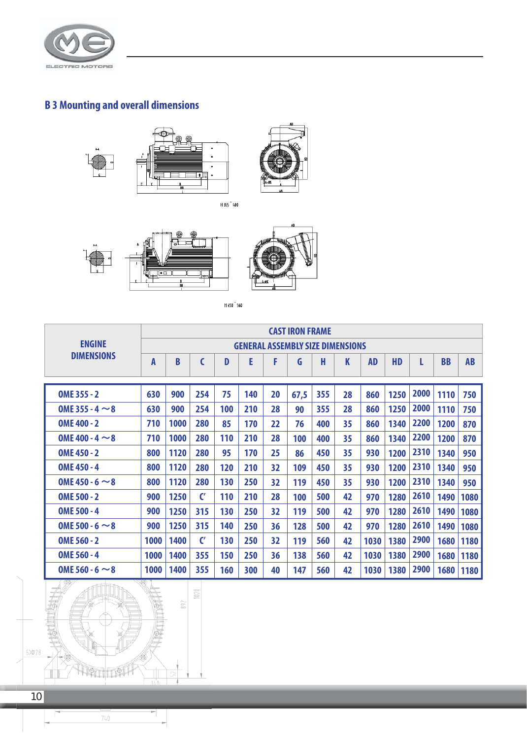## B 3 Mounting and overall dimensions

H 355 ~ 400

H 450 ~ 560

| ENGINE DIMENSIONS | CAST IRON FRAME GENERAL ASSEMBLY SIZE DIMENSIONS | | | | | | | | | | | | | |
|---|---|---|---|---|---|---|---|---|---|---|---|---|---|---|
| | A | B | C | D | E | F | G | H | K | AD | HD | L | BB | AB |
| OME 355 - 2 | 630 | 900 | 254 | 75 | 140 | 20 | 67,5 | 355 | 28 | 860 | 1250 | 2000 | 1110 | 750 |
| OME 355 - 4 ~8 | 630 | 900 | 254 | 100 | 210 | 28 | 90 | 355 | 28 | 860 | 1250 | 2000 | 1110 | 750 |
| OME 400 - 2 | 710 | 1000 | 280 | 85 | 170 | 22 | 76 | 400 | 35 | 860 | 1340 | 2200 | 1200 | 870 |
| OME 400 - 4 ~8 | 710 | 1000 | 280 | 110 | 210 | 28 | 100 | 400 | 35 | 860 | 1340 | 2200 | 1200 | 870 |
| OME 450 - 2 | 800 | 1120 | 280 | 95 | 170 | 25 | 86 | 450 | 35 | 930 | 1200 | 2310 | 1340 | 950 |
| OME 450 - 4 | 800 | 1120 | 280 | 120 | 210 | 32 | 109 | 450 | 35 | 930 | 1200 | 2310 | 1340 | 950 |
| OME 450 - 6 ~8 | 800 | 1120 | 280 | 130 | 250 | 32 | 119 | 450 | 35 | 930 | 1200 | 2310 | 1340 | 950 |
| OME 500 - 2 | 900 | 1250 | C' | 110 | 210 | 28 | 100 | 500 | 42 | 970 | 1280 | 2610 | 1490 | 1080 |
| OME 500 - 4 | 900 | 1250 | 315 | 130 | 250 | 32 | 119 | 500 | 42 | 970 | 1280 | 2610 | 1490 | 1080 |
| OME 500 - 6 ~8 | 900 | 1250 | 315 | 140 | 250 | 36 | 128 | 500 | 42 | 970 | 1280 | 2610 | 1490 | 1080 |
| OME 560 - 2 | 1000 | 1400 | C' | 130 | 250 | 32 | 119 | 560 | 42 | 1030 | 1380 | 2900 | 1680 | 1180 |
| OME 560 - 4 | 1000 | 1400 | 355 | 150 | 250 | 36 | 138 | 560 | 42 | 1030 | 1380 | 2900 | 1680 | 1180 |
| OME 560 - 6 ~8 | 1000 | 1400 | 355 | 160 | 300 | 40 | 147 | 560 | 42 | 1030 | 1380 | 2900 | 1680 | 1180 |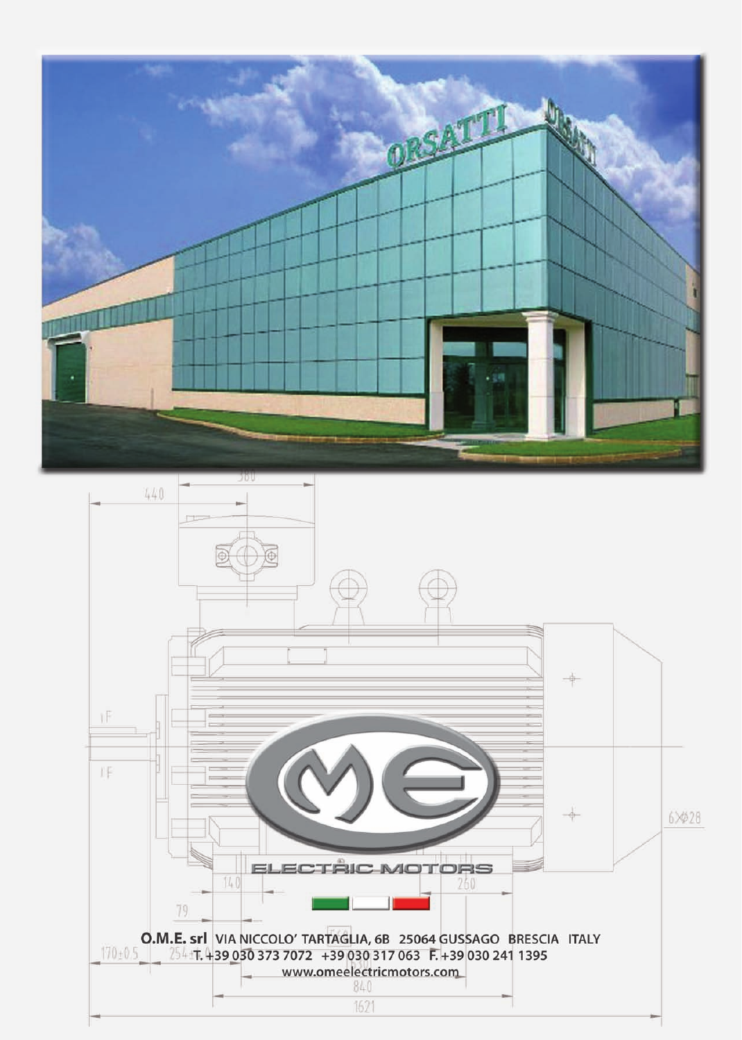ELECTRIC MOTORS

**O.M.E. srl** VIA NICCOLO' TARTAGLIA, 6B 25064 GUSSAGO BRESCIA ITALY
T. +39 030 373 7072 +39 030 317 063 F. +39 030 241 1395
www.omeelectricmotors.com